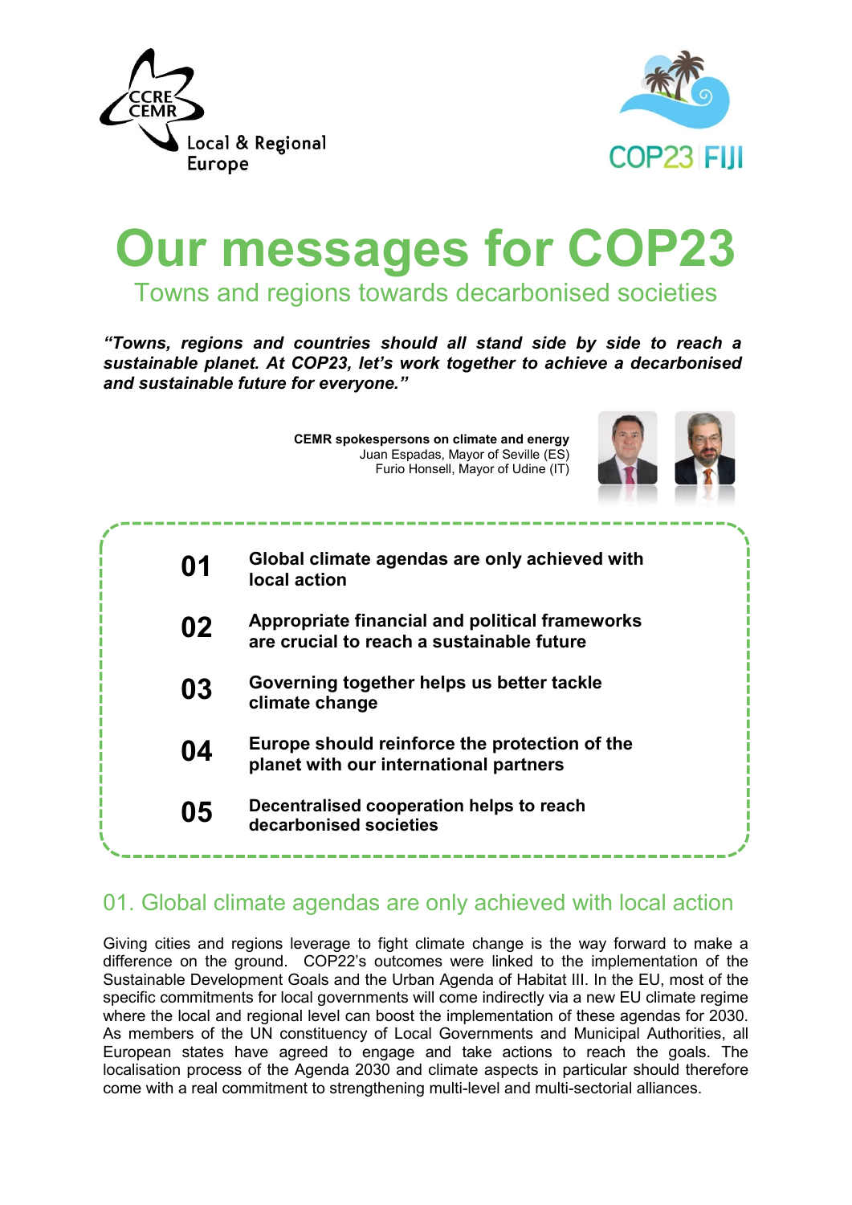Local & Regional Europe

COP23 FIJI

# Our messages for COP23

## Towns and regions towards decarbonised societies

***"Towns, regions and countries should all stand side by side to reach a sustainable planet. At COP23, let's work together to achieve a decarbonised and sustainable future for everyone."***

**CEMR spokespersons on climate and energy**
Juan Espadas, Mayor of Seville (ES)
Furio Honsell, Mayor of Udine (IT)

**01** **Global climate agendas are only achieved with local action**

**02** **Appropriate financial and political frameworks are crucial to reach a sustainable future**

**03** **Governing together helps us better tackle climate change**

**04** **Europe should reinforce the protection of the planet with our international partners**

**05** **Decentralised cooperation helps to reach decarbonised societies**

## 01. Global climate agendas are only achieved with local action

Giving cities and regions leverage to fight climate change is the way forward to make a difference on the ground. COP22's outcomes were linked to the implementation of the Sustainable Development Goals and the Urban Agenda of Habitat III. In the EU, most of the specific commitments for local governments will come indirectly via a new EU climate regime where the local and regional level can boost the implementation of these agendas for 2030. As members of the UN constituency of Local Governments and Municipal Authorities, all European states have agreed to engage and take actions to reach the goals. The localisation process of the Agenda 2030 and climate aspects in particular should therefore come with a real commitment to strengthening multi-level and multi-sectorial alliances.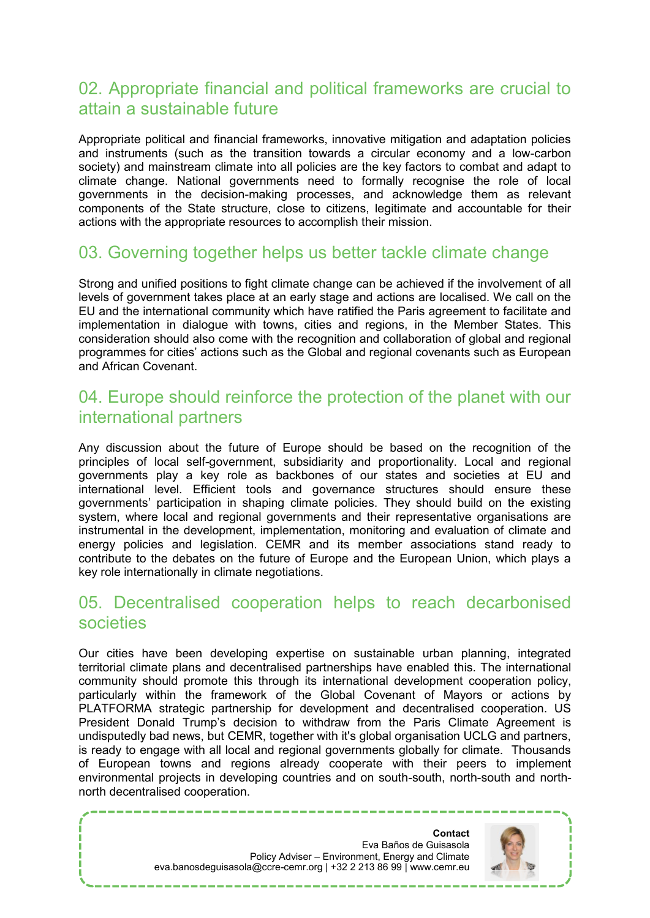## 02. Appropriate financial and political frameworks are crucial to attain a sustainable future

Appropriate political and financial frameworks, innovative mitigation and adaptation policies and instruments (such as the transition towards a circular economy and a low-carbon society) and mainstream climate into all policies are the key factors to combat and adapt to climate change. National governments need to formally recognise the role of local governments in the decision-making processes, and acknowledge them as relevant components of the State structure, close to citizens, legitimate and accountable for their actions with the appropriate resources to accomplish their mission.

## 03. Governing together helps us better tackle climate change

Strong and unified positions to fight climate change can be achieved if the involvement of all levels of government takes place at an early stage and actions are localised. We call on the EU and the international community which have ratified the Paris agreement to facilitate and implementation in dialogue with towns, cities and regions, in the Member States. This consideration should also come with the recognition and collaboration of global and regional programmes for cities' actions such as the Global and regional covenants such as European and African Covenant.

## 04. Europe should reinforce the protection of the planet with our international partners

Any discussion about the future of Europe should be based on the recognition of the principles of local self-government, subsidiarity and proportionality. Local and regional governments play a key role as backbones of our states and societies at EU and international level. Efficient tools and governance structures should ensure these governments' participation in shaping climate policies. They should build on the existing system, where local and regional governments and their representative organisations are instrumental in the development, implementation, monitoring and evaluation of climate and energy policies and legislation. CEMR and its member associations stand ready to contribute to the debates on the future of Europe and the European Union, which plays a key role internationally in climate negotiations.

## 05. Decentralised cooperation helps to reach decarbonised societies

Our cities have been developing expertise on sustainable urban planning, integrated territorial climate plans and decentralised partnerships have enabled this. The international community should promote this through its international development cooperation policy, particularly within the framework of the Global Covenant of Mayors or actions by PLATFORMA strategic partnership for development and decentralised cooperation. US President Donald Trump's decision to withdraw from the Paris Climate Agreement is undisputedly bad news, but CEMR, together with it's global organisation UCLG and partners, is ready to engage with all local and regional governments globally for climate. Thousands of European towns and regions already cooperate with their peers to implement environmental projects in developing countries and on south-south, north-south and north-north decentralised cooperation.

**Contact**
Eva Baños de Guisasola
Policy Adviser – Environment, Energy and Climate
eva.banosdeguisasola@ccre-cemr.org | +32 2 213 86 99 | www.cemr.eu